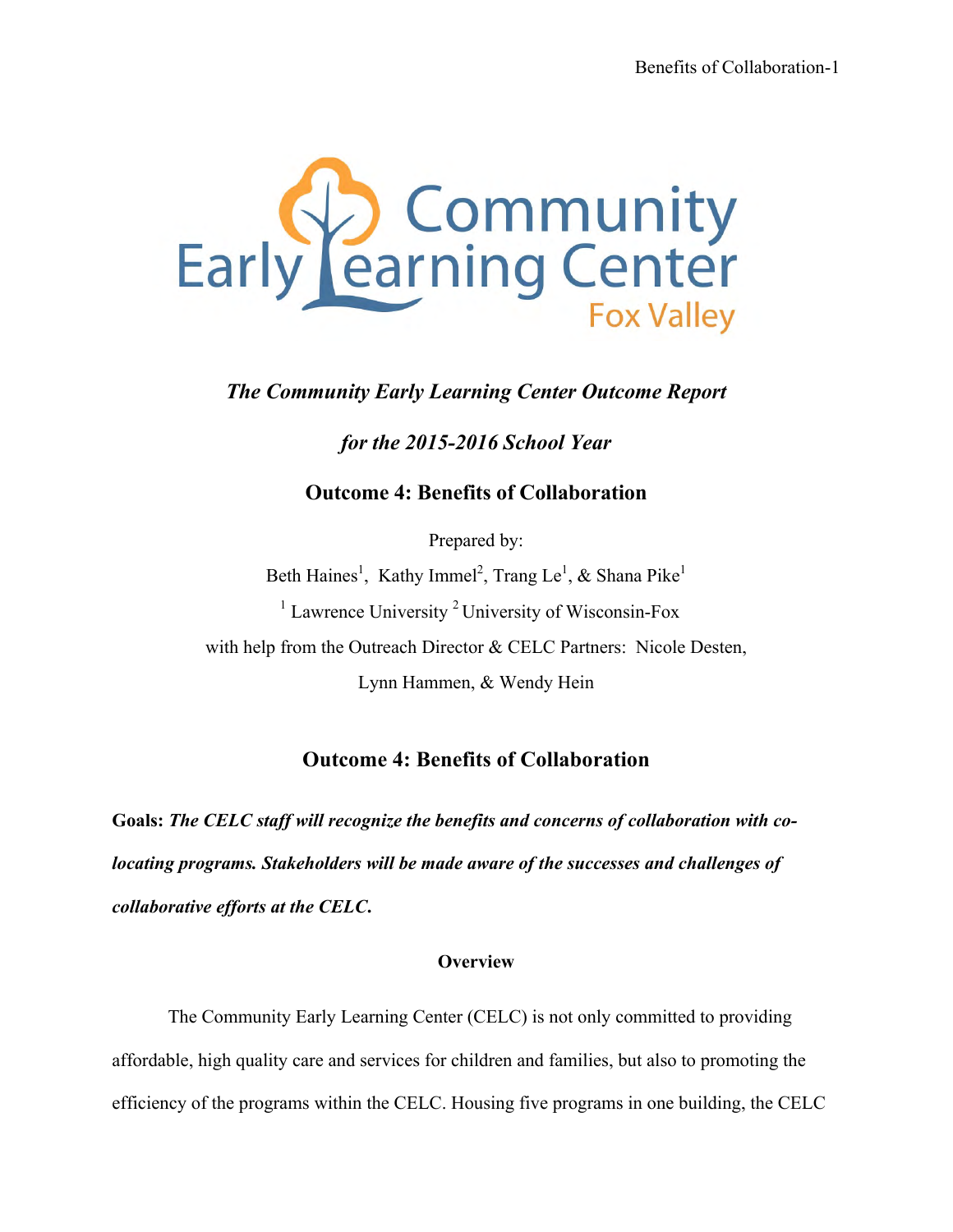# Community Early Learning Center Fox Valley

***The Community Early Learning Center Outcome Report***

***for the 2015-2016 School Year***

## Outcome 4: Benefits of Collaboration

Prepared by:

Beth Haines[1], Kathy Immel[2], Trang Le[1], & Shana Pike[1]

[1] Lawrence University [2] University of Wisconsin-Fox

with help from the Outreach Director & CELC Partners: Nicole Desten, Lynn Hammen, & Wendy Hein

## Outcome 4: Benefits of Collaboration

**Goals:** ***The CELC staff will recognize the benefits and concerns of collaboration with co-locating programs. Stakeholders will be made aware of the successes and challenges of collaborative efforts at the CELC.***

### Overview

The Community Early Learning Center (CELC) is not only committed to providing affordable, high quality care and services for children and families, but also to promoting the efficiency of the programs within the CELC. Housing five programs in one building, the CELC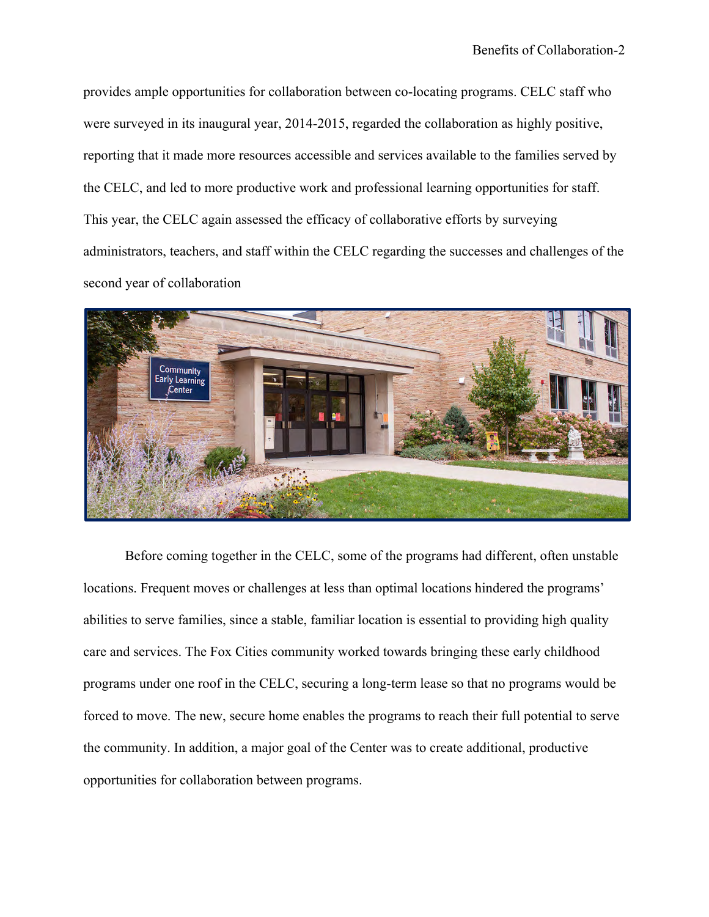provides ample opportunities for collaboration between co-locating programs. CELC staff who were surveyed in its inaugural year, 2014-2015, regarded the collaboration as highly positive, reporting that it made more resources accessible and services available to the families served by the CELC, and led to more productive work and professional learning opportunities for staff. This year, the CELC again assessed the efficacy of collaborative efforts by surveying administrators, teachers, and staff within the CELC regarding the successes and challenges of the second year of collaboration

Before coming together in the CELC, some of the programs had different, often unstable locations. Frequent moves or challenges at less than optimal locations hindered the programs' abilities to serve families, since a stable, familiar location is essential to providing high quality care and services. The Fox Cities community worked towards bringing these early childhood programs under one roof in the CELC, securing a long-term lease so that no programs would be forced to move. The new, secure home enables the programs to reach their full potential to serve the community. In addition, a major goal of the Center was to create additional, productive opportunities for collaboration between programs.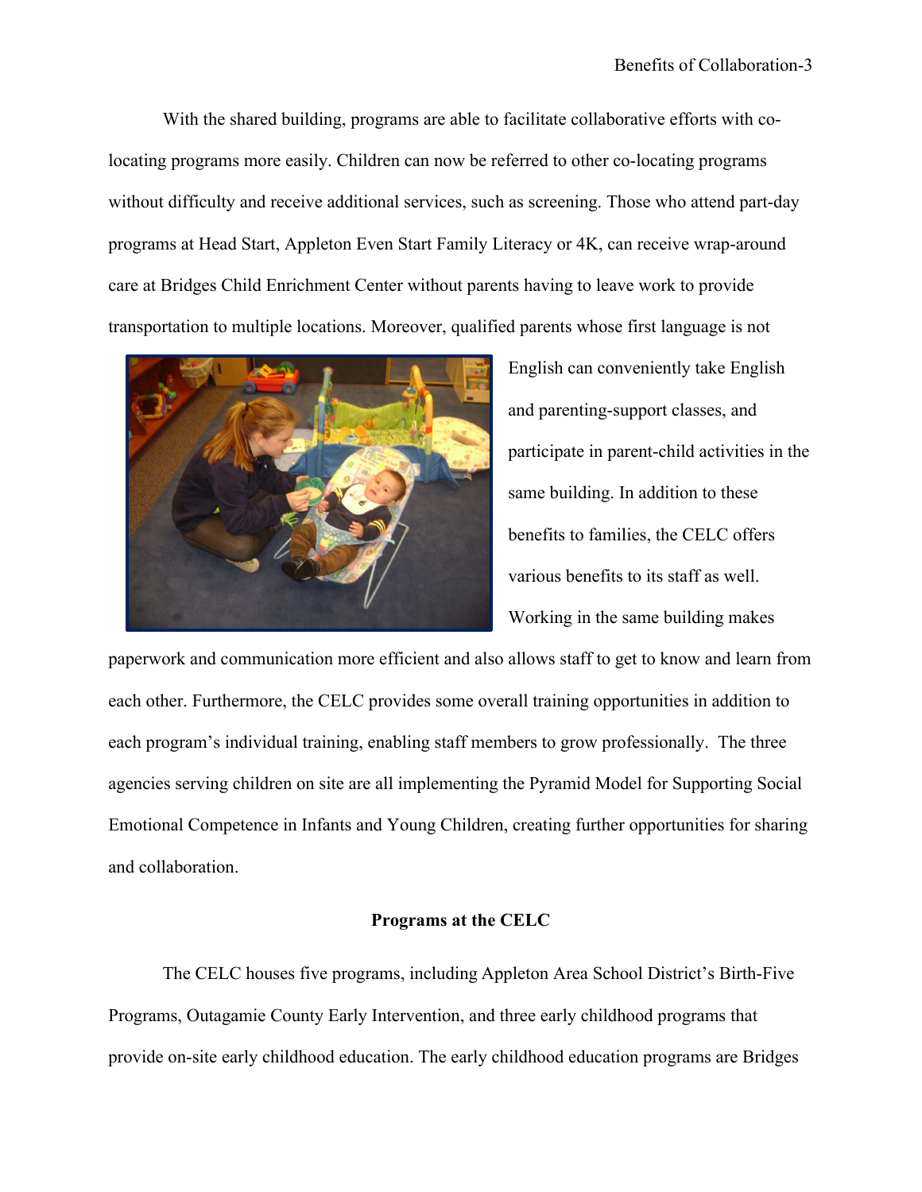With the shared building, programs are able to facilitate collaborative efforts with co-locating programs more easily. Children can now be referred to other co-locating programs without difficulty and receive additional services, such as screening. Those who attend part-day programs at Head Start, Appleton Even Start Family Literacy or 4K, can receive wrap-around care at Bridges Child Enrichment Center without parents having to leave work to provide transportation to multiple locations. Moreover, qualified parents whose first language is not English can conveniently take English and parenting-support classes, and participate in parent-child activities in the same building. In addition to these benefits to families, the CELC offers various benefits to its staff as well. Working in the same building makes paperwork and communication more efficient and also allows staff to get to know and learn from each other. Furthermore, the CELC provides some overall training opportunities in addition to each program's individual training, enabling staff members to grow professionally. The three agencies serving children on site are all implementing the Pyramid Model for Supporting Social Emotional Competence in Infants and Young Children, creating further opportunities for sharing and collaboration.

**Programs at the CELC**

The CELC houses five programs, including Appleton Area School District's Birth-Five Programs, Outagamie County Early Intervention, and three early childhood programs that provide on-site early childhood education. The early childhood education programs are Bridges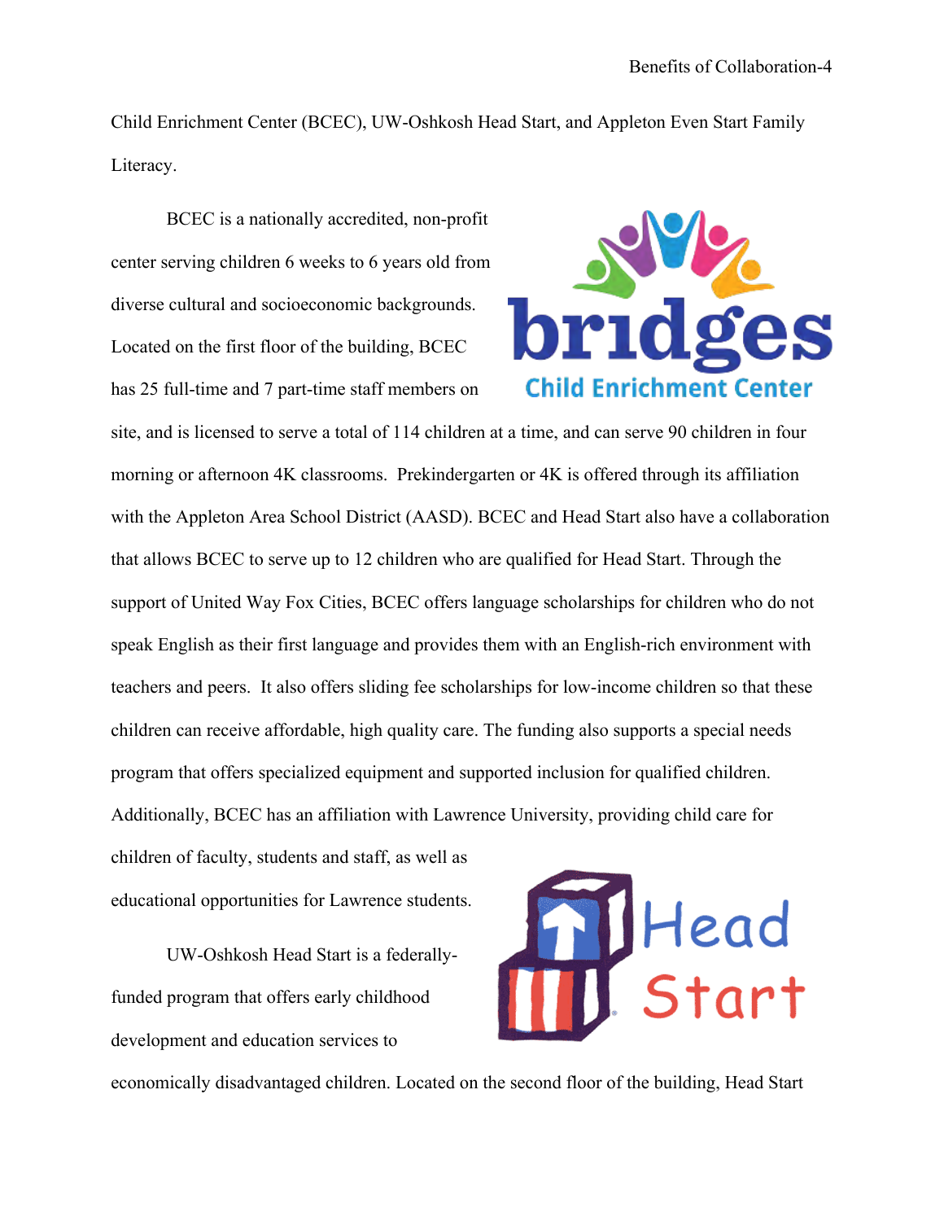Child Enrichment Center (BCEC), UW-Oshkosh Head Start, and Appleton Even Start Family Literacy.

BCEC is a nationally accredited, non-profit center serving children 6 weeks to 6 years old from diverse cultural and socioeconomic backgrounds. Located on the first floor of the building, BCEC has 25 full-time and 7 part-time staff members on site, and is licensed to serve a total of 114 children at a time, and can serve 90 children in four morning or afternoon 4K classrooms. Prekindergarten or 4K is offered through its affiliation with the Appleton Area School District (AASD). BCEC and Head Start also have a collaboration that allows BCEC to serve up to 12 children who are qualified for Head Start. Through the support of United Way Fox Cities, BCEC offers language scholarships for children who do not speak English as their first language and provides them with an English-rich environment with teachers and peers. It also offers sliding fee scholarships for low-income children so that these children can receive affordable, high quality care. The funding also supports a special needs program that offers specialized equipment and supported inclusion for qualified children. Additionally, BCEC has an affiliation with Lawrence University, providing child care for children of faculty, students and staff, as well as educational opportunities for Lawrence students.

UW-Oshkosh Head Start is a federally-funded program that offers early childhood development and education services to economically disadvantaged children. Located on the second floor of the building, Head Start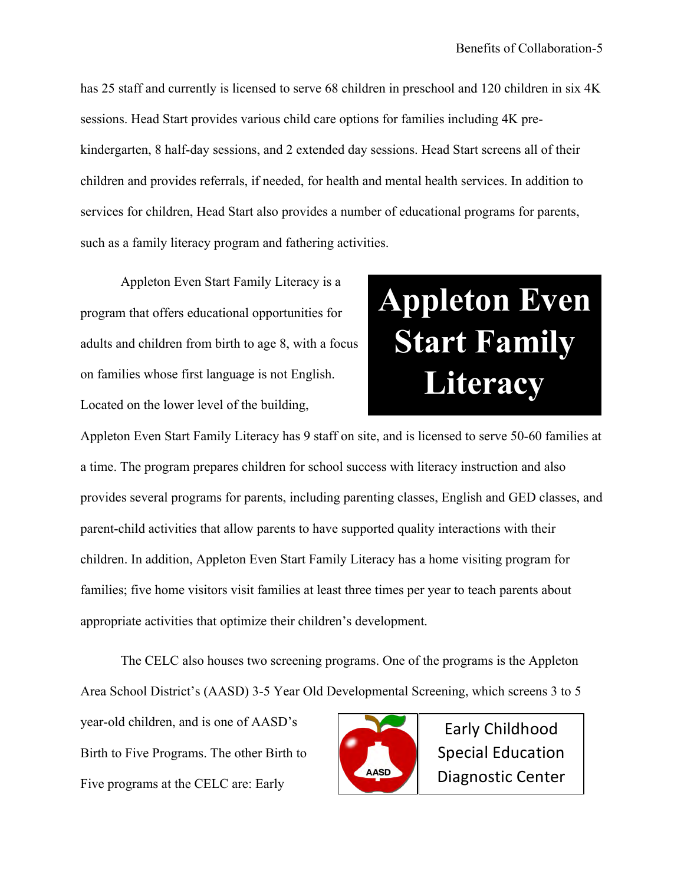has 25 staff and currently is licensed to serve 68 children in preschool and 120 children in six 4K sessions. Head Start provides various child care options for families including 4K pre-kindergarten, 8 half-day sessions, and 2 extended day sessions. Head Start screens all of their children and provides referrals, if needed, for health and mental health services. In addition to services for children, Head Start also provides a number of educational programs for parents, such as a family literacy program and fathering activities.

**Appleton Even Start Family Literacy**

Appleton Even Start Family Literacy is a program that offers educational opportunities for adults and children from birth to age 8, with a focus on families whose first language is not English. Located on the lower level of the building, Appleton Even Start Family Literacy has 9 staff on site, and is licensed to serve 50-60 families at a time. The program prepares children for school success with literacy instruction and also provides several programs for parents, including parenting classes, English and GED classes, and parent-child activities that allow parents to have supported quality interactions with their children. In addition, Appleton Even Start Family Literacy has a home visiting program for families; five home visitors visit families at least three times per year to teach parents about appropriate activities that optimize their children's development.

The CELC also houses two screening programs. One of the programs is the Appleton Area School District's (AASD) 3-5 Year Old Developmental Screening, which screens 3 to 5 year-old children, and is one of AASD's Birth to Five Programs. The other Birth to Five programs at the CELC are: Early

AASD Early Childhood Special Education Diagnostic Center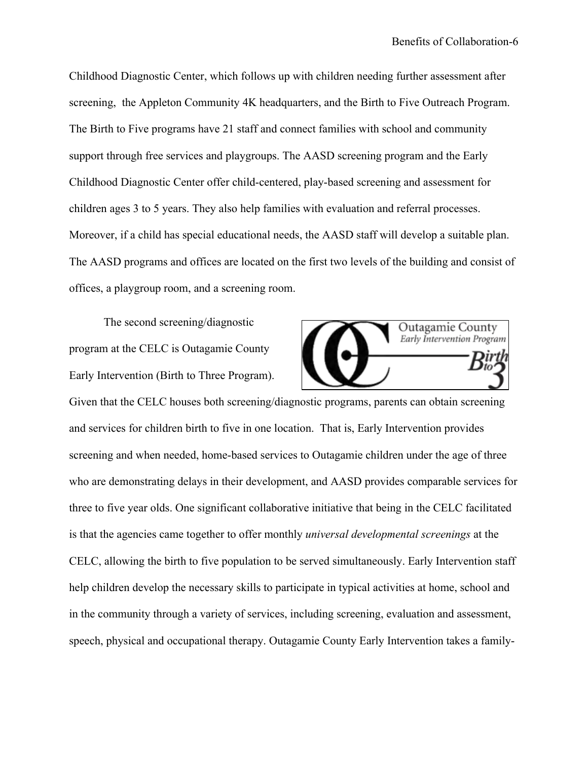Childhood Diagnostic Center, which follows up with children needing further assessment after screening, the Appleton Community 4K headquarters, and the Birth to Five Outreach Program. The Birth to Five programs have 21 staff and connect families with school and community support through free services and playgroups. The AASD screening program and the Early Childhood Diagnostic Center offer child-centered, play-based screening and assessment for children ages 3 to 5 years. They also help families with evaluation and referral processes. Moreover, if a child has special educational needs, the AASD staff will develop a suitable plan. The AASD programs and offices are located on the first two levels of the building and consist of offices, a playgroup room, and a screening room.

The second screening/diagnostic program at the CELC is Outagamie County Early Intervention (Birth to Three Program). Given that the CELC houses both screening/diagnostic programs, parents can obtain screening and services for children birth to five in one location. That is, Early Intervention provides screening and when needed, home-based services to Outagamie children under the age of three who are demonstrating delays in their development, and AASD provides comparable services for three to five year olds. One significant collaborative initiative that being in the CELC facilitated is that the agencies came together to offer monthly *universal developmental screenings* at the CELC, allowing the birth to five population to be served simultaneously. Early Intervention staff help children develop the necessary skills to participate in typical activities at home, school and in the community through a variety of services, including screening, evaluation and assessment, speech, physical and occupational therapy. Outagamie County Early Intervention takes a family-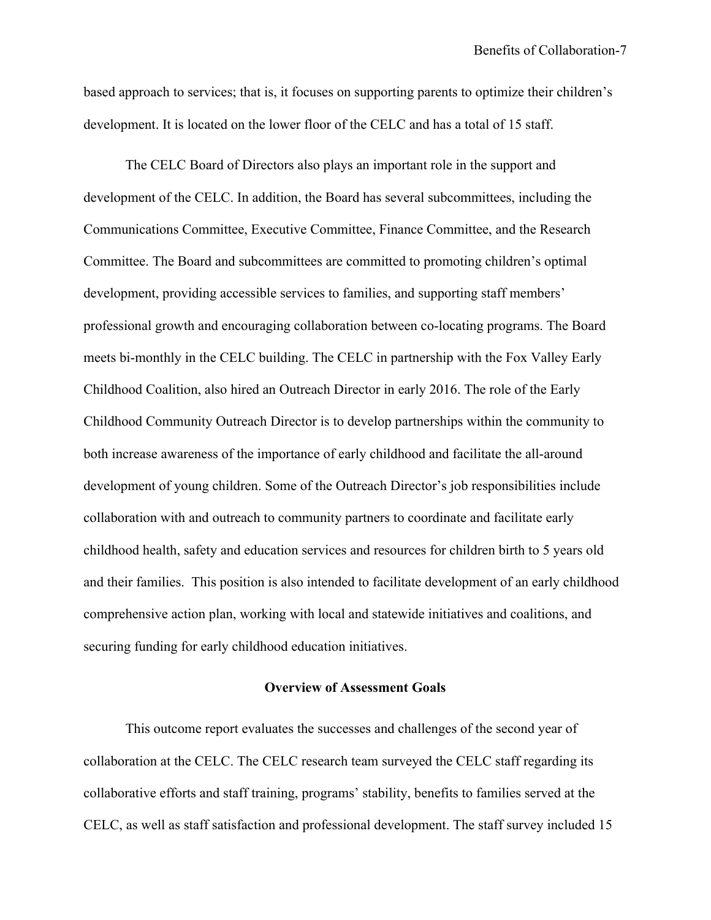based approach to services; that is, it focuses on supporting parents to optimize their children's development. It is located on the lower floor of the CELC and has a total of 15 staff.

The CELC Board of Directors also plays an important role in the support and development of the CELC. In addition, the Board has several subcommittees, including the Communications Committee, Executive Committee, Finance Committee, and the Research Committee. The Board and subcommittees are committed to promoting children's optimal development, providing accessible services to families, and supporting staff members' professional growth and encouraging collaboration between co-locating programs. The Board meets bi-monthly in the CELC building. The CELC in partnership with the Fox Valley Early Childhood Coalition, also hired an Outreach Director in early 2016. The role of the Early Childhood Community Outreach Director is to develop partnerships within the community to both increase awareness of the importance of early childhood and facilitate the all-around development of young children. Some of the Outreach Director's job responsibilities include collaboration with and outreach to community partners to coordinate and facilitate early childhood health, safety and education services and resources for children birth to 5 years old and their families. This position is also intended to facilitate development of an early childhood comprehensive action plan, working with local and statewide initiatives and coalitions, and securing funding for early childhood education initiatives.

## Overview of Assessment Goals

This outcome report evaluates the successes and challenges of the second year of collaboration at the CELC. The CELC research team surveyed the CELC staff regarding its collaborative efforts and staff training, programs' stability, benefits to families served at the CELC, as well as staff satisfaction and professional development. The staff survey included 15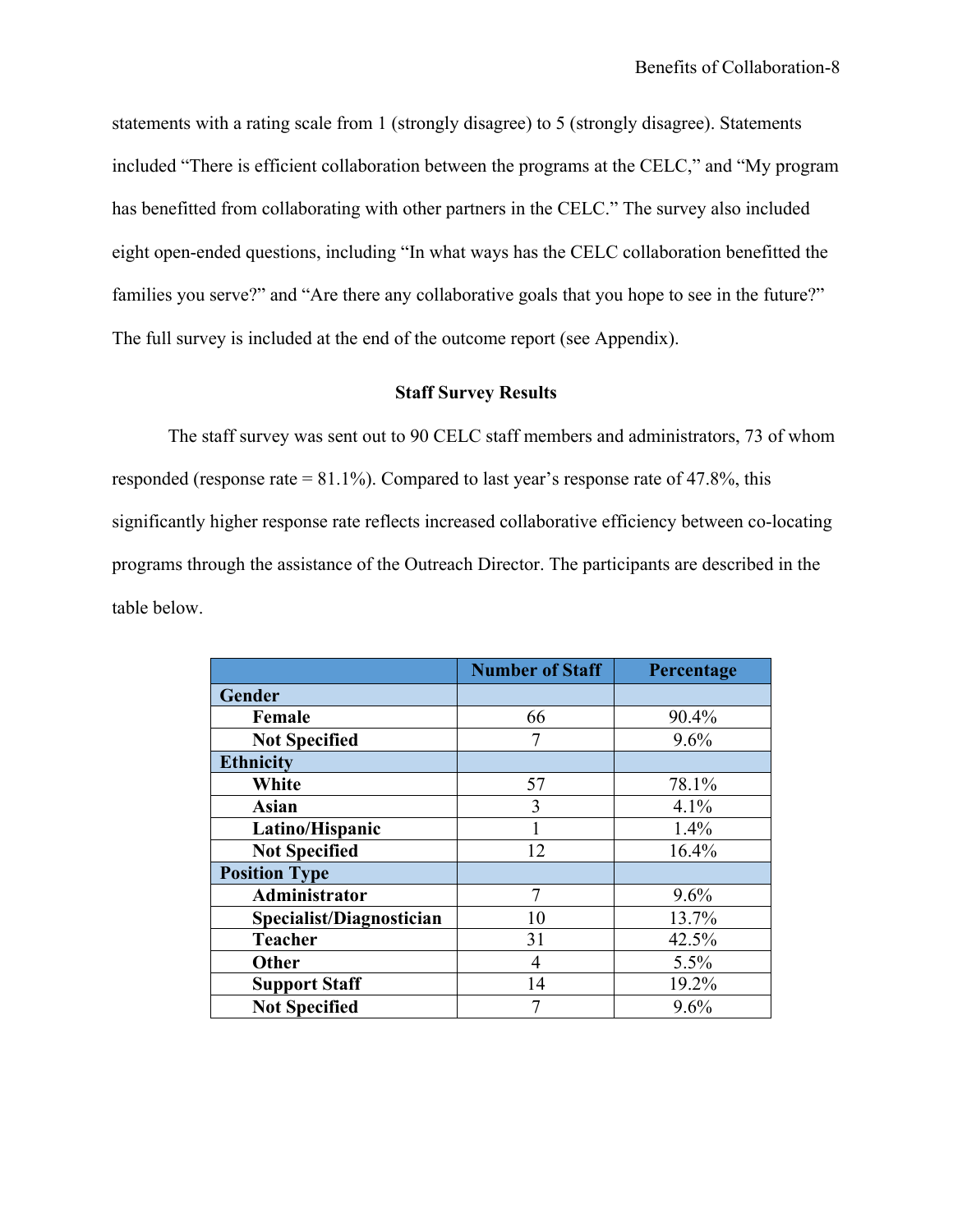statements with a rating scale from 1 (strongly disagree) to 5 (strongly disagree). Statements included "There is efficient collaboration between the programs at the CELC," and "My program has benefitted from collaborating with other partners in the CELC." The survey also included eight open-ended questions, including "In what ways has the CELC collaboration benefitted the families you serve?" and "Are there any collaborative goals that you hope to see in the future?" The full survey is included at the end of the outcome report (see Appendix).

## Staff Survey Results

The staff survey was sent out to 90 CELC staff members and administrators, 73 of whom responded (response rate = 81.1%). Compared to last year's response rate of 47.8%, this significantly higher response rate reflects increased collaborative efficiency between co-locating programs through the assistance of the Outreach Director. The participants are described in the table below.

| | Number of Staff | Percentage |
|---|---|---|
| **Gender** | | |
| **Female** | 66 | 90.4% |
| **Not Specified** | 7 | 9.6% |
| **Ethnicity** | | |
| **White** | 57 | 78.1% |
| **Asian** | 3 | 4.1% |
| **Latino/Hispanic** | 1 | 1.4% |
| **Not Specified** | 12 | 16.4% |
| **Position Type** | | |
| **Administrator** | 7 | 9.6% |
| **Specialist/Diagnostician** | 10 | 13.7% |
| **Teacher** | 31 | 42.5% |
| **Other** | 4 | 5.5% |
| **Support Staff** | 14 | 19.2% |
| **Not Specified** | 7 | 9.6% |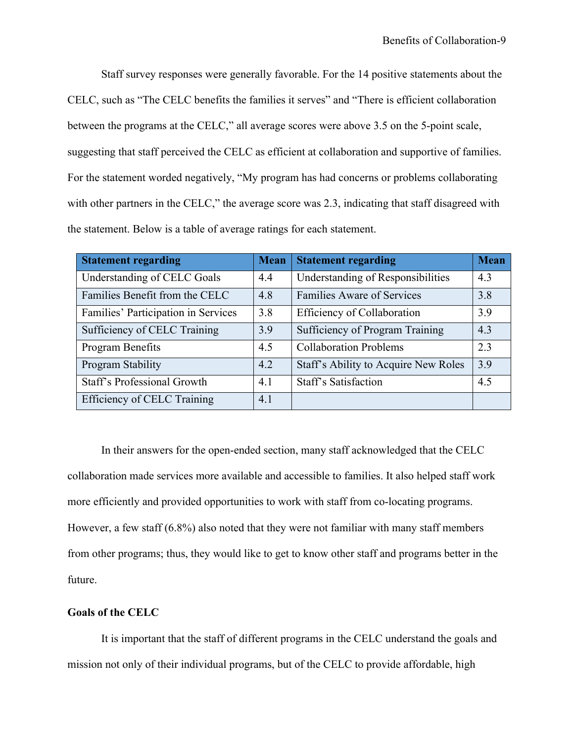Staff survey responses were generally favorable. For the 14 positive statements about the CELC, such as "The CELC benefits the families it serves" and "There is efficient collaboration between the programs at the CELC," all average scores were above 3.5 on the 5-point scale, suggesting that staff perceived the CELC as efficient at collaboration and supportive of families. For the statement worded negatively, "My program has had concerns or problems collaborating with other partners in the CELC," the average score was 2.3, indicating that staff disagreed with the statement. Below is a table of average ratings for each statement.

| Statement regarding | Mean | Statement regarding | Mean |
|---|---|---|---|
| Understanding of CELC Goals | 4.4 | Understanding of Responsibilities | 4.3 |
| Families Benefit from the CELC | 4.8 | Families Aware of Services | 3.8 |
| Families' Participation in Services | 3.8 | Efficiency of Collaboration | 3.9 |
| Sufficiency of CELC Training | 3.9 | Sufficiency of Program Training | 4.3 |
| Program Benefits | 4.5 | Collaboration Problems | 2.3 |
| Program Stability | 4.2 | Staff's Ability to Acquire New Roles | 3.9 |
| Staff's Professional Growth | 4.1 | Staff's Satisfaction | 4.5 |
| Efficiency of CELC Training | 4.1 | | |

In their answers for the open-ended section, many staff acknowledged that the CELC collaboration made services more available and accessible to families. It also helped staff work more efficiently and provided opportunities to work with staff from co-locating programs. However, a few staff (6.8%) also noted that they were not familiar with many staff members from other programs; thus, they would like to get to know other staff and programs better in the future.

### Goals of the CELC

It is important that the staff of different programs in the CELC understand the goals and mission not only of their individual programs, but of the CELC to provide affordable, high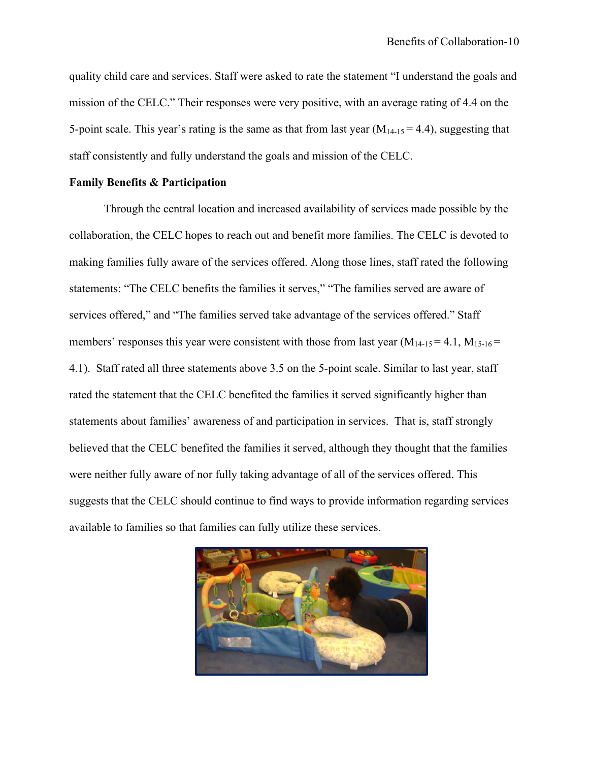quality child care and services. Staff were asked to rate the statement "I understand the goals and mission of the CELC." Their responses were very positive, with an average rating of 4.4 on the 5-point scale. This year's rating is the same as that from last year ($M_{14\text{-}15} = 4.4$), suggesting that staff consistently and fully understand the goals and mission of the CELC.

**Family Benefits & Participation**

Through the central location and increased availability of services made possible by the collaboration, the CELC hopes to reach out and benefit more families. The CELC is devoted to making families fully aware of the services offered. Along those lines, staff rated the following statements: "The CELC benefits the families it serves," "The families served are aware of services offered," and "The families served take advantage of the services offered." Staff members' responses this year were consistent with those from last year ($M_{14\text{-}15} = 4.1$, $M_{15\text{-}16} = 4.1$). Staff rated all three statements above 3.5 on the 5-point scale. Similar to last year, staff rated the statement that the CELC benefited the families it served significantly higher than statements about families' awareness of and participation in services. That is, staff strongly believed that the CELC benefited the families it served, although they thought that the families were neither fully aware of nor fully taking advantage of all of the services offered. This suggests that the CELC should continue to find ways to provide information regarding services available to families so that families can fully utilize these services.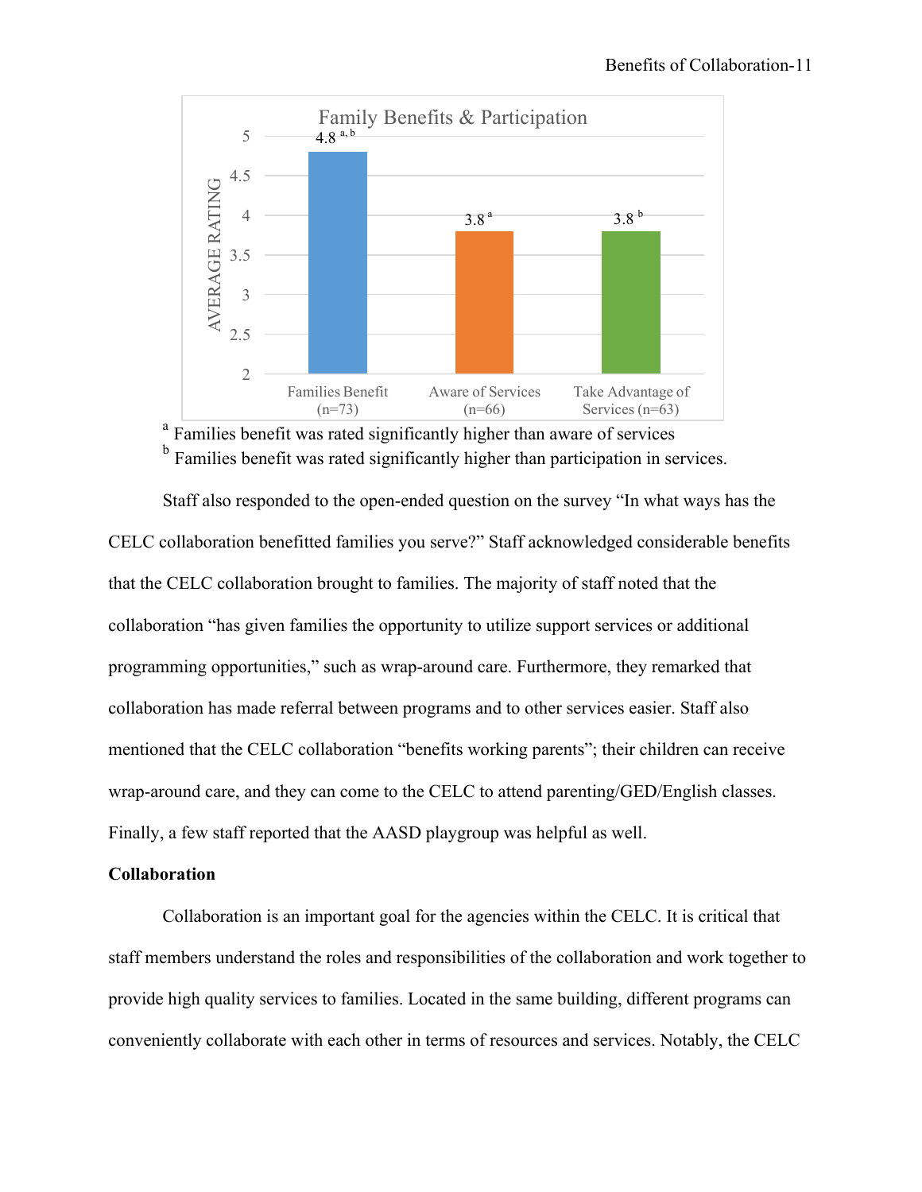Family Benefits & Participation

| | Families Benefit (n=73) | Aware of Services (n=66) | Take Advantage of Services (n=63) |
|---|---|---|---|
| Average Rating | 4.8 [a, b] | 3.8 [a] | 3.8 [b] |

[a] Families benefit was rated significantly higher than aware of services

[b] Families benefit was rated significantly higher than participation in services.

Staff also responded to the open-ended question on the survey "In what ways has the CELC collaboration benefitted families you serve?" Staff acknowledged considerable benefits that the CELC collaboration brought to families. The majority of staff noted that the collaboration "has given families the opportunity to utilize support services or additional programming opportunities," such as wrap-around care. Furthermore, they remarked that collaboration has made referral between programs and to other services easier. Staff also mentioned that the CELC collaboration "benefits working parents"; their children can receive wrap-around care, and they can come to the CELC to attend parenting/GED/English classes. Finally, a few staff reported that the AASD playgroup was helpful as well.

**Collaboration**

Collaboration is an important goal for the agencies within the CELC. It is critical that staff members understand the roles and responsibilities of the collaboration and work together to provide high quality services to families. Located in the same building, different programs can conveniently collaborate with each other in terms of resources and services. Notably, the CELC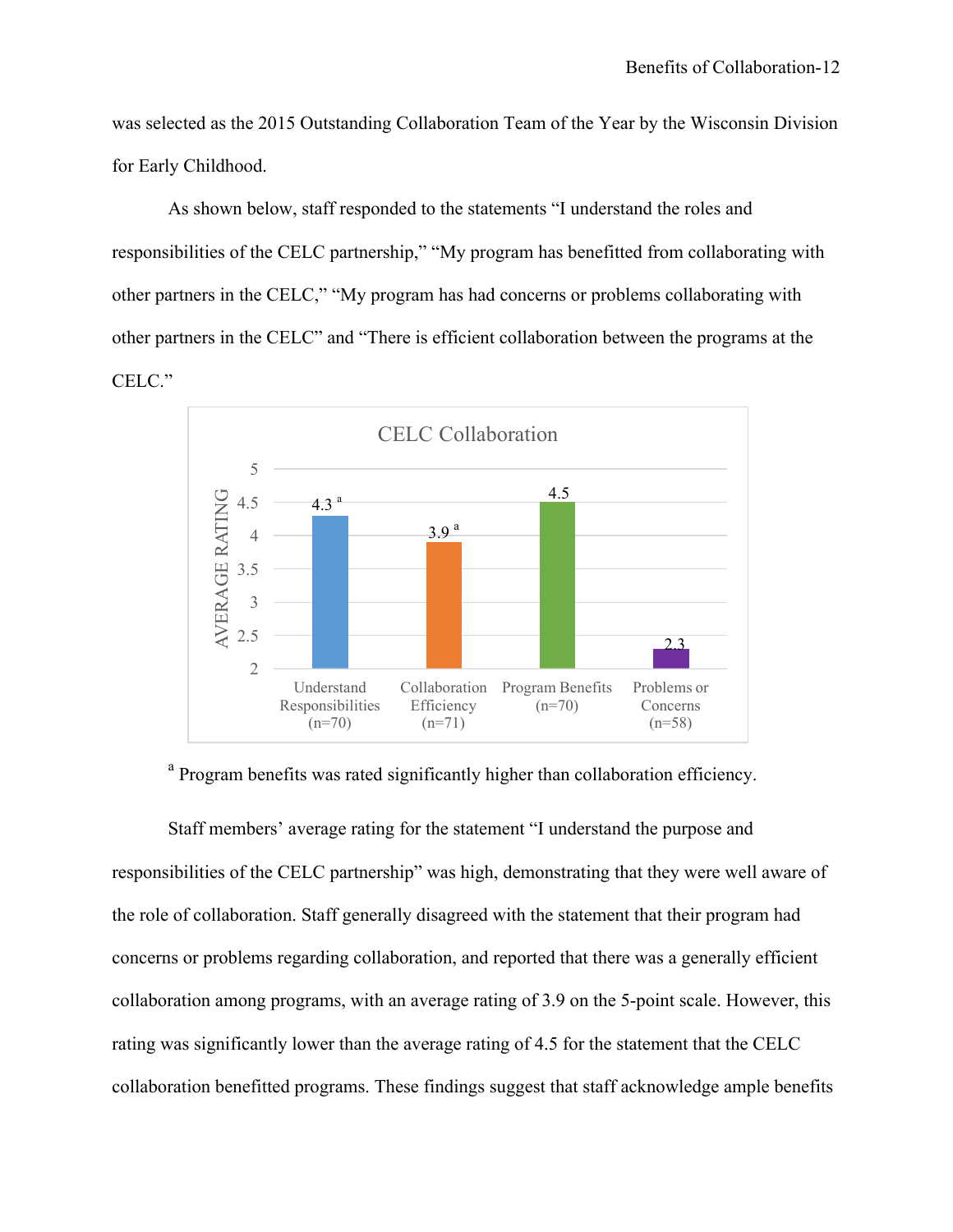was selected as the 2015 Outstanding Collaboration Team of the Year by the Wisconsin Division for Early Childhood.

As shown below, staff responded to the statements "I understand the roles and responsibilities of the CELC partnership," "My program has benefitted from collaborating with other partners in the CELC," "My program has had concerns or problems collaborating with other partners in the CELC" and "There is efficient collaboration between the programs at the CELC."

**CELC Collaboration**

| | Understand Responsibilities (n=70) | Collaboration Efficiency (n=71) | Program Benefits (n=70) | Problems or Concerns (n=58) |
|---|---|---|---|---|
| Average Rating | 4.3 [a] | 3.9 [a] | 4.5 | 2.3 |

[a] Program benefits was rated significantly higher than collaboration efficiency.

Staff members' average rating for the statement "I understand the purpose and responsibilities of the CELC partnership" was high, demonstrating that they were well aware of the role of collaboration. Staff generally disagreed with the statement that their program had concerns or problems regarding collaboration, and reported that there was a generally efficient collaboration among programs, with an average rating of 3.9 on the 5-point scale. However, this rating was significantly lower than the average rating of 4.5 for the statement that the CELC collaboration benefitted programs. These findings suggest that staff acknowledge ample benefits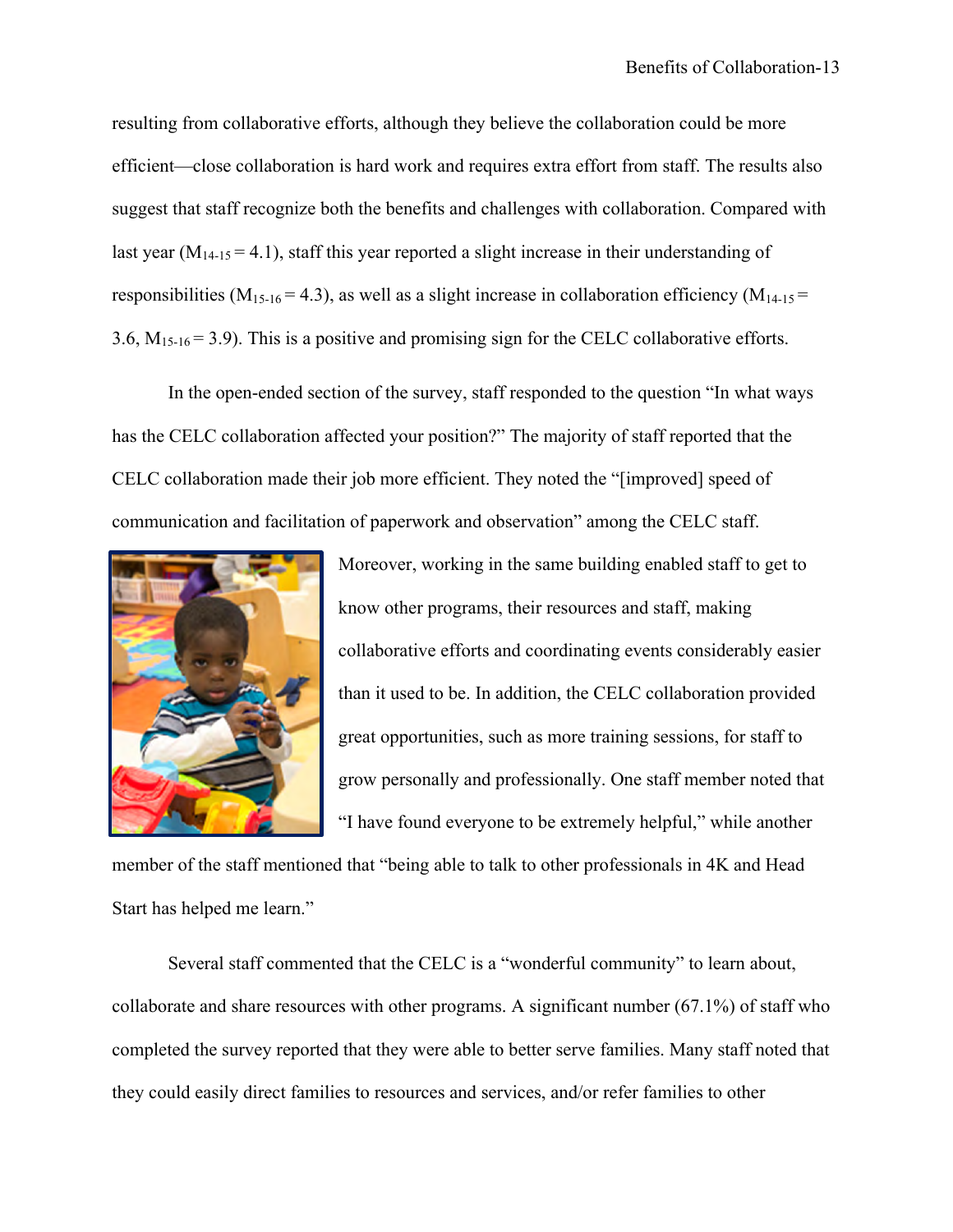resulting from collaborative efforts, although they believe the collaboration could be more efficient—close collaboration is hard work and requires extra effort from staff. The results also suggest that staff recognize both the benefits and challenges with collaboration. Compared with last year ($M_{14\text{-}15} = 4.1$), staff this year reported a slight increase in their understanding of responsibilities ($M_{15\text{-}16} = 4.3$), as well as a slight increase in collaboration efficiency ($M_{14\text{-}15} = 3.6$, $M_{15\text{-}16} = 3.9$). This is a positive and promising sign for the CELC collaborative efforts.

In the open-ended section of the survey, staff responded to the question "In what ways has the CELC collaboration affected your position?" The majority of staff reported that the CELC collaboration made their job more efficient. They noted the "[improved] speed of communication and facilitation of paperwork and observation" among the CELC staff. Moreover, working in the same building enabled staff to get to know other programs, their resources and staff, making collaborative efforts and coordinating events considerably easier than it used to be. In addition, the CELC collaboration provided great opportunities, such as more training sessions, for staff to grow personally and professionally. One staff member noted that "I have found everyone to be extremely helpful," while another member of the staff mentioned that "being able to talk to other professionals in 4K and Head Start has helped me learn."

Several staff commented that the CELC is a "wonderful community" to learn about, collaborate and share resources with other programs. A significant number (67.1%) of staff who completed the survey reported that they were able to better serve families. Many staff noted that they could easily direct families to resources and services, and/or refer families to other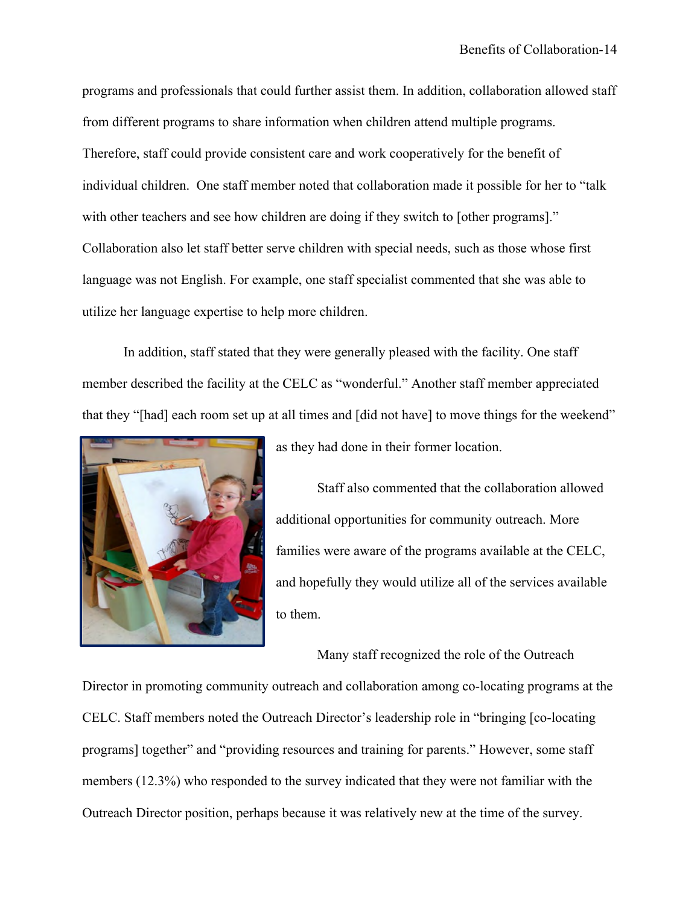programs and professionals that could further assist them. In addition, collaboration allowed staff from different programs to share information when children attend multiple programs. Therefore, staff could provide consistent care and work cooperatively for the benefit of individual children. One staff member noted that collaboration made it possible for her to "talk with other teachers and see how children are doing if they switch to [other programs]." Collaboration also let staff better serve children with special needs, such as those whose first language was not English. For example, one staff specialist commented that she was able to utilize her language expertise to help more children.

In addition, staff stated that they were generally pleased with the facility. One staff member described the facility at the CELC as "wonderful." Another staff member appreciated that they "[had] each room set up at all times and [did not have] to move things for the weekend" as they had done in their former location.

Staff also commented that the collaboration allowed additional opportunities for community outreach. More families were aware of the programs available at the CELC, and hopefully they would utilize all of the services available to them.

Many staff recognized the role of the Outreach Director in promoting community outreach and collaboration among co-locating programs at the CELC. Staff members noted the Outreach Director's leadership role in "bringing [co-locating programs] together" and "providing resources and training for parents." However, some staff members (12.3%) who responded to the survey indicated that they were not familiar with the Outreach Director position, perhaps because it was relatively new at the time of the survey.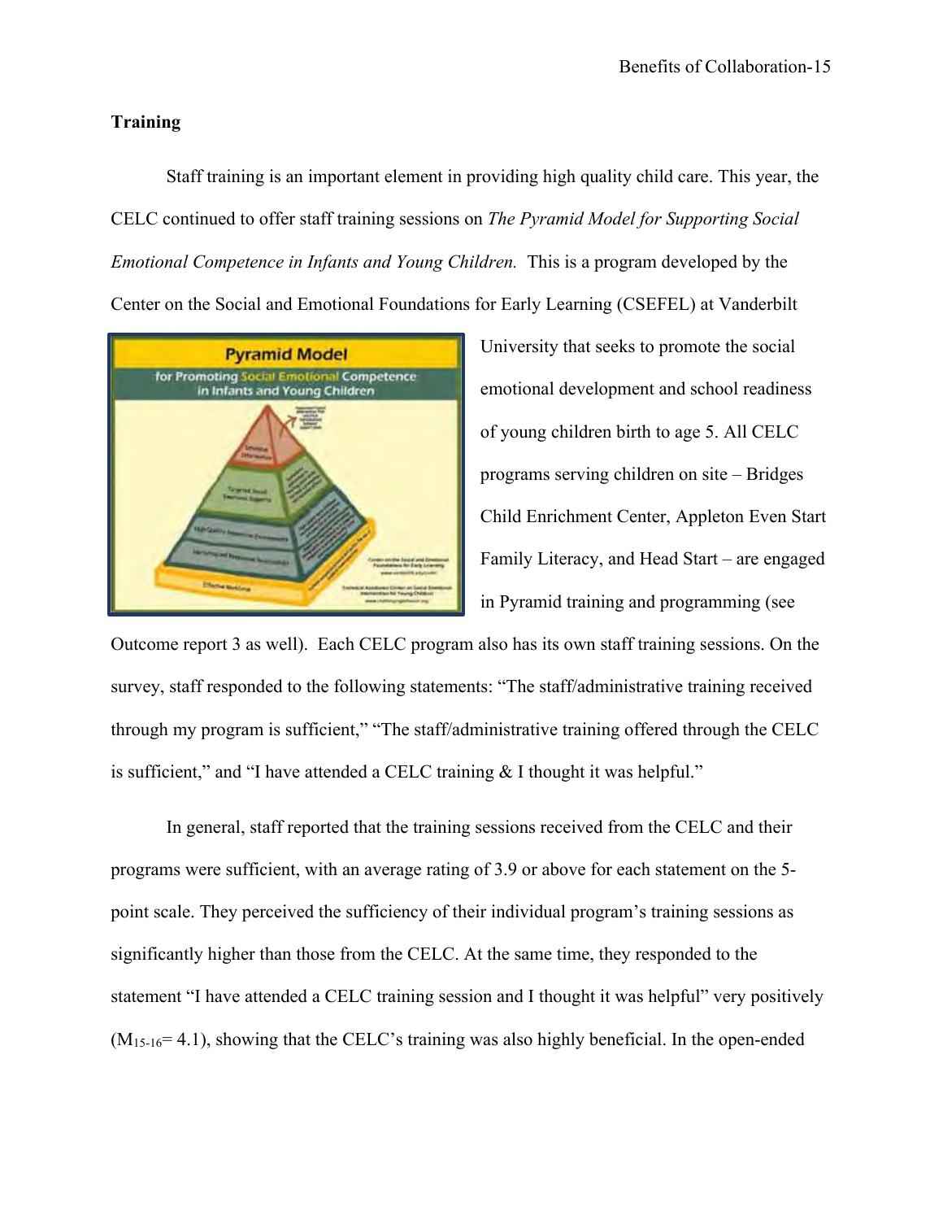**Training**

Staff training is an important element in providing high quality child care. This year, the CELC continued to offer staff training sessions on *The Pyramid Model for Supporting Social Emotional Competence in Infants and Young Children.* This is a program developed by the Center on the Social and Emotional Foundations for Early Learning (CSEFEL) at Vanderbilt University that seeks to promote the social emotional development and school readiness of young children birth to age 5. All CELC programs serving children on site – Bridges Child Enrichment Center, Appleton Even Start Family Literacy, and Head Start – are engaged in Pyramid training and programming (see Outcome report 3 as well). Each CELC program also has its own staff training sessions. On the survey, staff responded to the following statements: "The staff/administrative training received through my program is sufficient," "The staff/administrative training offered through the CELC is sufficient," and "I have attended a CELC training & I thought it was helpful."

In general, staff reported that the training sessions received from the CELC and their programs were sufficient, with an average rating of 3.9 or above for each statement on the 5-point scale. They perceived the sufficiency of their individual program's training sessions as significantly higher than those from the CELC. At the same time, they responded to the statement "I have attended a CELC training session and I thought it was helpful" very positively ($M_{15\text{-}16}$= 4.1), showing that the CELC's training was also highly beneficial. In the open-ended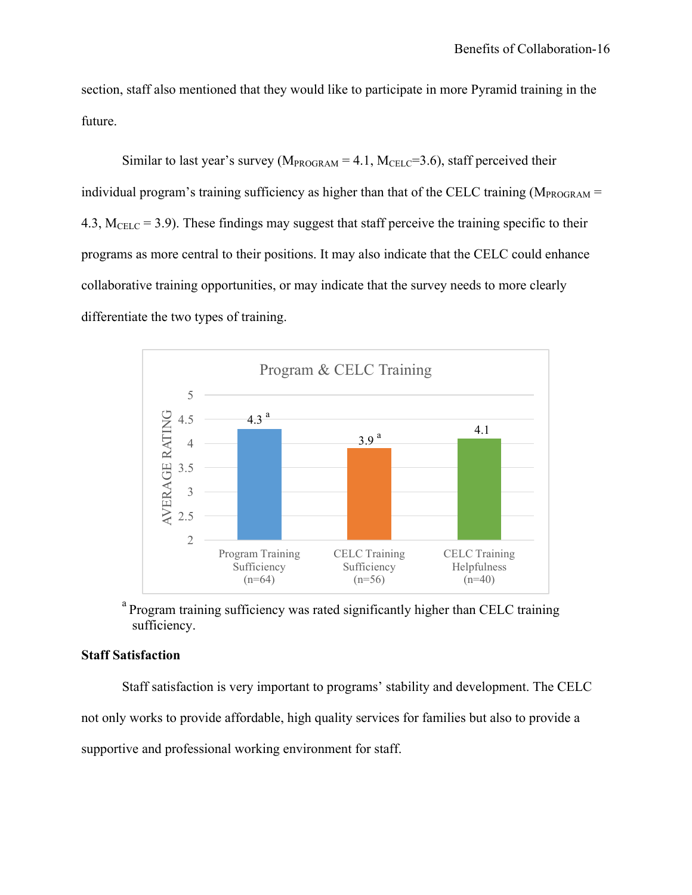section, staff also mentioned that they would like to participate in more Pyramid training in the future.

Similar to last year's survey ($M_{PROGRAM} = 4.1$, $M_{CELC}=3.6$), staff perceived their individual program's training sufficiency as higher than that of the CELC training ($M_{PROGRAM} = 4.3$, $M_{CELC} = 3.9$). These findings may suggest that staff perceive the training specific to their programs as more central to their positions. It may also indicate that the CELC could enhance collaborative training opportunities, or may indicate that the survey needs to more clearly differentiate the two types of training.

**Program & CELC Training**

| | Program Training Sufficiency (n=64) | CELC Training Sufficiency (n=56) | CELC Training Helpfulness (n=40) |
|---|---|---|---|
| Average Rating | 4.3 [a] | 3.9 [a] | 4.1 |

[a] Program training sufficiency was rated significantly higher than CELC training sufficiency.

## Staff Satisfaction

Staff satisfaction is very important to programs' stability and development. The CELC not only works to provide affordable, high quality services for families but also to provide a supportive and professional working environment for staff.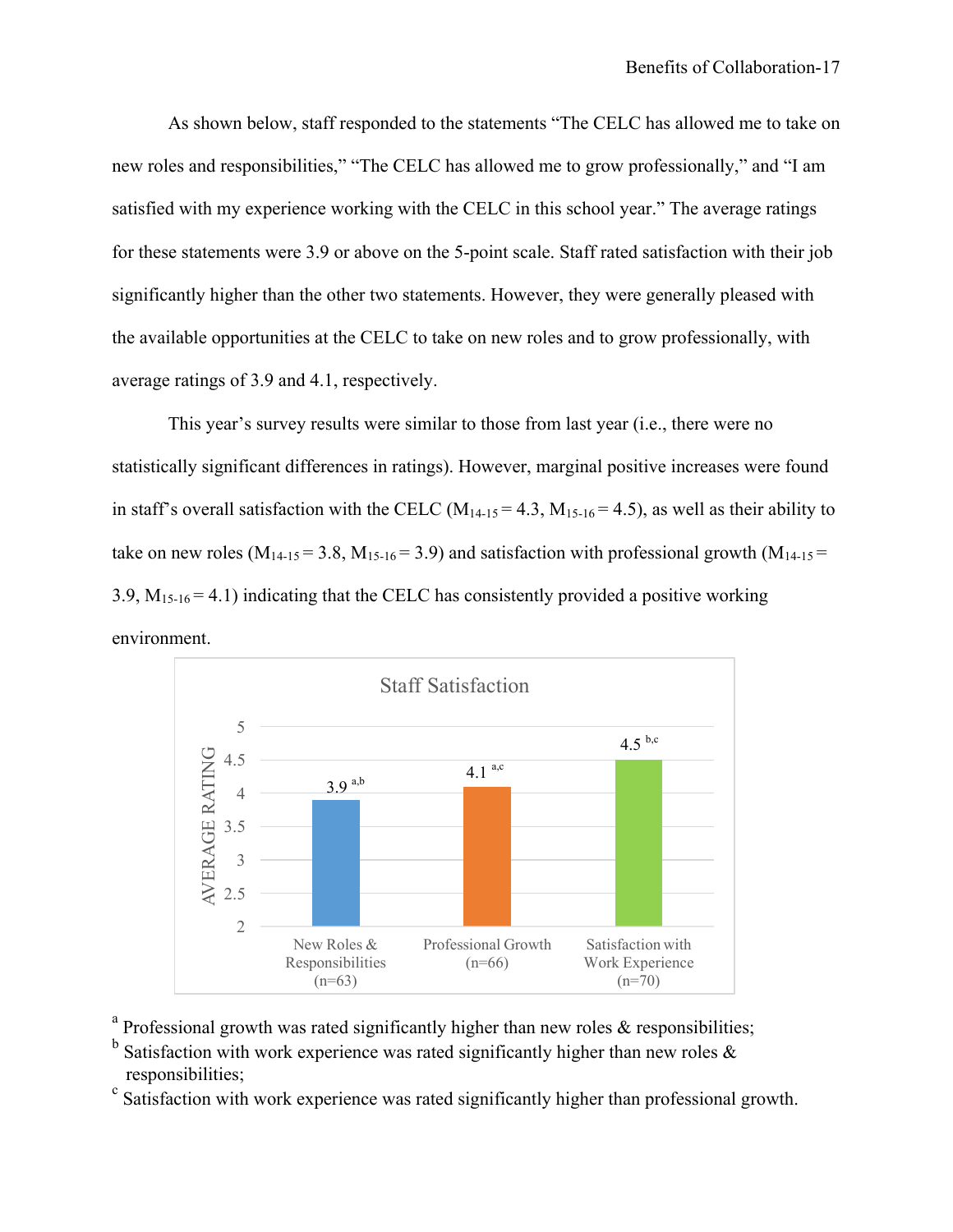As shown below, staff responded to the statements "The CELC has allowed me to take on new roles and responsibilities," "The CELC has allowed me to grow professionally," and "I am satisfied with my experience working with the CELC in this school year." The average ratings for these statements were 3.9 or above on the 5-point scale. Staff rated satisfaction with their job significantly higher than the other two statements. However, they were generally pleased with the available opportunities at the CELC to take on new roles and to grow professionally, with average ratings of 3.9 and 4.1, respectively.

This year's survey results were similar to those from last year (i.e., there were no statistically significant differences in ratings). However, marginal positive increases were found in staff's overall satisfaction with the CELC ($M_{14\text{-}15} = 4.3$, $M_{15\text{-}16} = 4.5$), as well as their ability to take on new roles ($M_{14\text{-}15} = 3.8$, $M_{15\text{-}16} = 3.9$) and satisfaction with professional growth ($M_{14\text{-}15} = 3.9$, $M_{15\text{-}16} = 4.1$) indicating that the CELC has consistently provided a positive working environment.

**Staff Satisfaction**

| | New Roles & Responsibilities (n=63) | Professional Growth (n=66) | Satisfaction with Work Experience (n=70) |
|---|---|---|---|
| Average Rating | 3.9 [a,b] | 4.1 [a,c] | 4.5 [b,c] |

[a] Professional growth was rated significantly higher than new roles & responsibilities;

[b] Satisfaction with work experience was rated significantly higher than new roles & responsibilities;

[c] Satisfaction with work experience was rated significantly higher than professional growth.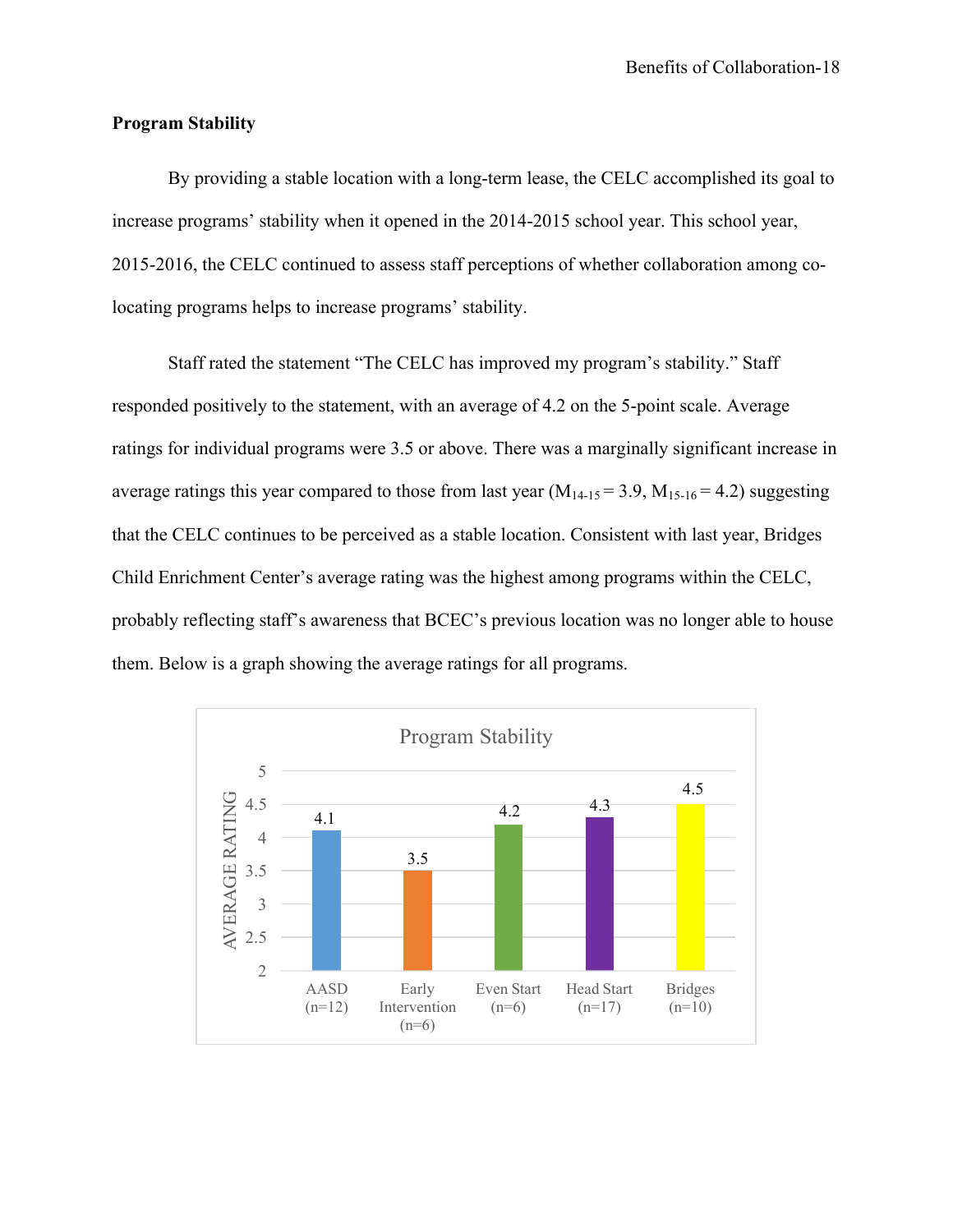**Program Stability**

By providing a stable location with a long-term lease, the CELC accomplished its goal to increase programs' stability when it opened in the 2014-2015 school year. This school year, 2015-2016, the CELC continued to assess staff perceptions of whether collaboration among co-locating programs helps to increase programs' stability.

Staff rated the statement "The CELC has improved my program's stability." Staff responded positively to the statement, with an average of 4.2 on the 5-point scale. Average ratings for individual programs were 3.5 or above. There was a marginally significant increase in average ratings this year compared to those from last year ($M_{14\text{-}15} = 3.9$, $M_{15\text{-}16} = 4.2$) suggesting that the CELC continues to be perceived as a stable location. Consistent with last year, Bridges Child Enrichment Center's average rating was the highest among programs within the CELC, probably reflecting staff's awareness that BCEC's previous location was no longer able to house them. Below is a graph showing the average ratings for all programs.

**Program Stability**

| Program | Average Rating |
|---|---|
| AASD (n=12) | 4.1 |
| Early Intervention (n=6) | 3.5 |
| Even Start (n=6) | 4.2 |
| Head Start (n=17) | 4.3 |
| Bridges (n=10) | 4.5 |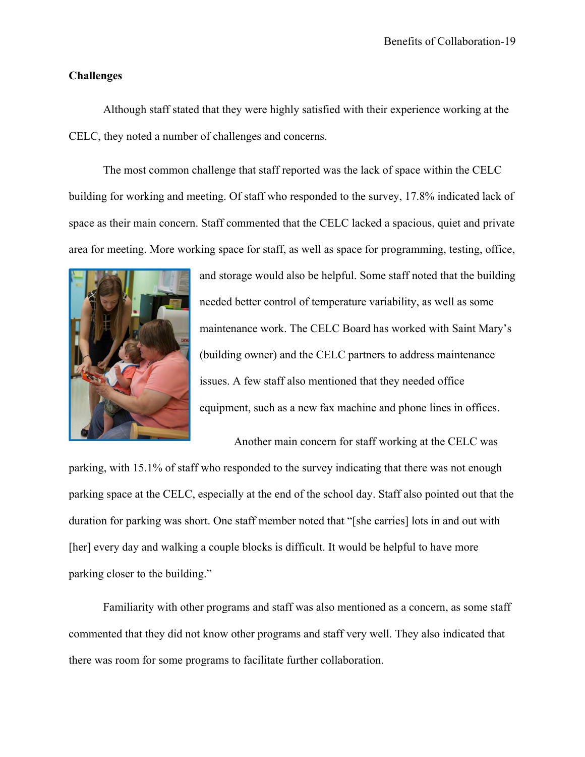**Challenges**

Although staff stated that they were highly satisfied with their experience working at the CELC, they noted a number of challenges and concerns.

The most common challenge that staff reported was the lack of space within the CELC building for working and meeting. Of staff who responded to the survey, 17.8% indicated lack of space as their main concern. Staff commented that the CELC lacked a spacious, quiet and private area for meeting. More working space for staff, as well as space for programming, testing, office, and storage would also be helpful. Some staff noted that the building needed better control of temperature variability, as well as some maintenance work. The CELC Board has worked with Saint Mary's (building owner) and the CELC partners to address maintenance issues. A few staff also mentioned that they needed office equipment, such as a new fax machine and phone lines in offices.

Another main concern for staff working at the CELC was parking, with 15.1% of staff who responded to the survey indicating that there was not enough parking space at the CELC, especially at the end of the school day. Staff also pointed out that the duration for parking was short. One staff member noted that "[she carries] lots in and out with [her] every day and walking a couple blocks is difficult. It would be helpful to have more parking closer to the building."

Familiarity with other programs and staff was also mentioned as a concern, as some staff commented that they did not know other programs and staff very well. They also indicated that there was room for some programs to facilitate further collaboration.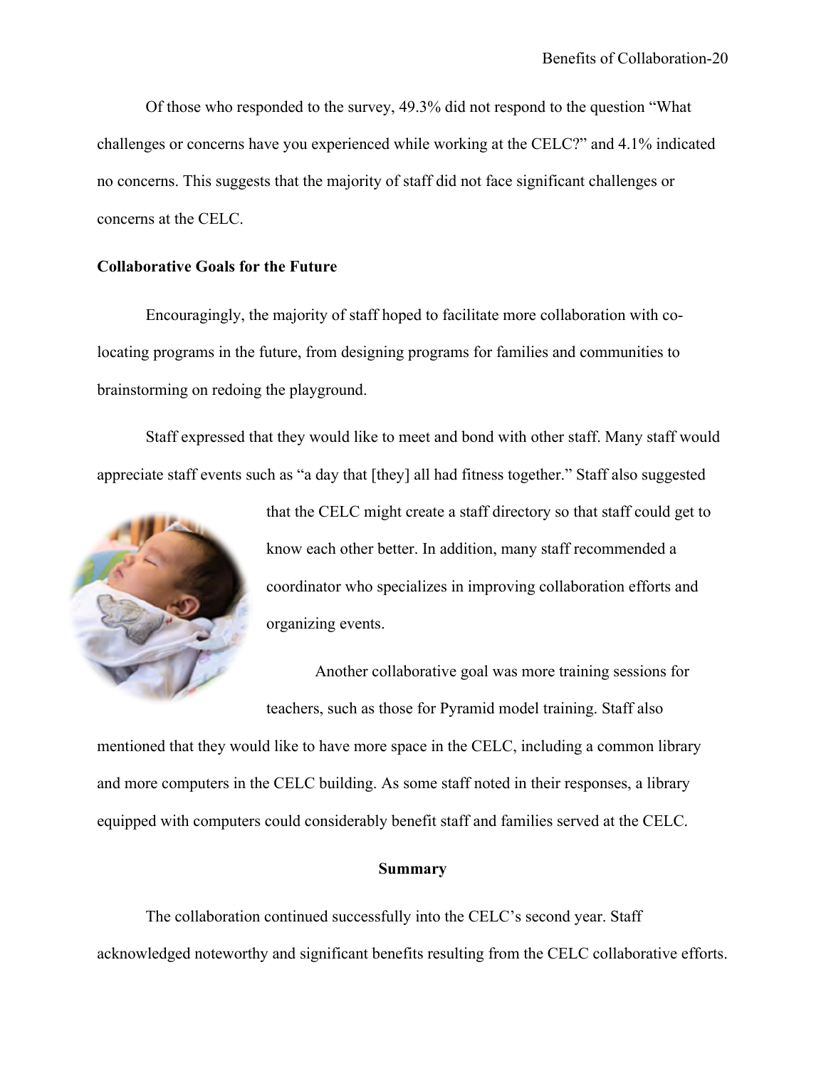Of those who responded to the survey, 49.3% did not respond to the question "What challenges or concerns have you experienced while working at the CELC?" and 4.1% indicated no concerns. This suggests that the majority of staff did not face significant challenges or concerns at the CELC.

**Collaborative Goals for the Future**

Encouragingly, the majority of staff hoped to facilitate more collaboration with co-locating programs in the future, from designing programs for families and communities to brainstorming on redoing the playground.

Staff expressed that they would like to meet and bond with other staff. Many staff would appreciate staff events such as "a day that [they] all had fitness together." Staff also suggested that the CELC might create a staff directory so that staff could get to know each other better. In addition, many staff recommended a coordinator who specializes in improving collaboration efforts and organizing events.

Another collaborative goal was more training sessions for teachers, such as those for Pyramid model training. Staff also mentioned that they would like to have more space in the CELC, including a common library and more computers in the CELC building. As some staff noted in their responses, a library equipped with computers could considerably benefit staff and families served at the CELC.

## Summary

The collaboration continued successfully into the CELC's second year. Staff acknowledged noteworthy and significant benefits resulting from the CELC collaborative efforts.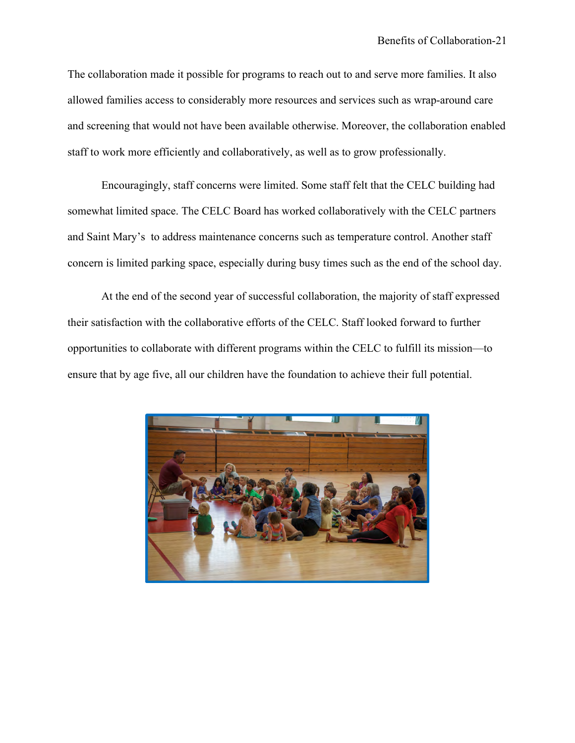The collaboration made it possible for programs to reach out to and serve more families. It also allowed families access to considerably more resources and services such as wrap-around care and screening that would not have been available otherwise. Moreover, the collaboration enabled staff to work more efficiently and collaboratively, as well as to grow professionally.

Encouragingly, staff concerns were limited. Some staff felt that the CELC building had somewhat limited space. The CELC Board has worked collaboratively with the CELC partners and Saint Mary's  to address maintenance concerns such as temperature control. Another staff concern is limited parking space, especially during busy times such as the end of the school day.

At the end of the second year of successful collaboration, the majority of staff expressed their satisfaction with the collaborative efforts of the CELC. Staff looked forward to further opportunities to collaborate with different programs within the CELC to fulfill its mission—to ensure that by age five, all our children have the foundation to achieve their full potential.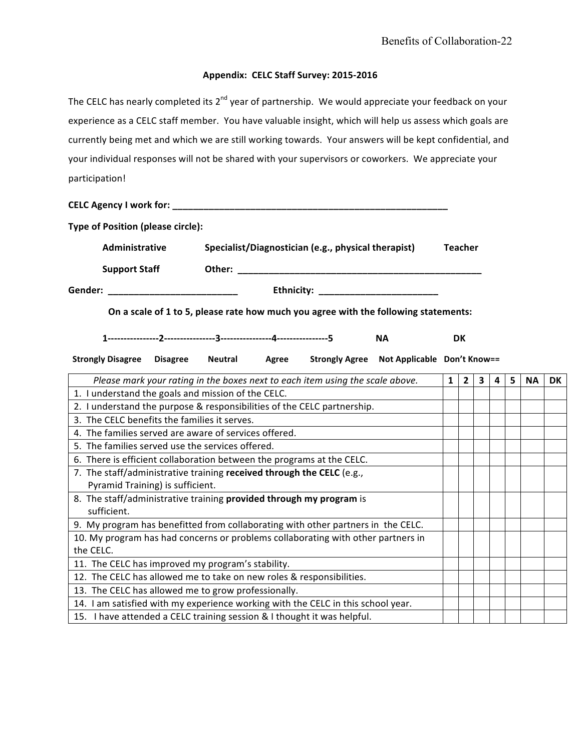**Appendix: CELC Staff Survey: 2015-2016**

The CELC has nearly completed its 2nd year of partnership. We would appreciate your feedback on your experience as a CELC staff member. You have valuable insight, which will help us assess which goals are currently being met and which we are still working towards. Your answers will be kept confidential, and your individual responses will not be shared with your supervisors or coworkers. We appreciate your participation!

**CELC Agency I work for: ________________________________________________________**

**Type of Position (please circle):**

**Administrative** **Specialist/Diagnostician (e.g., physical therapist)** **Teacher**

**Support Staff** **Other: __________________________________________________**

**Gender: _________________________** **Ethnicity: _______________________**

**On a scale of 1 to 5, please rate how much you agree with the following statements:**

**1----------------2----------------3----------------4----------------5** **NA** **DK**

**Strongly Disagree** **Disagree** **Neutral** **Agree** **Strongly Agree** **Not Applicable** **Don't Know==**

| *Please mark your rating in the boxes next to each item using the scale above.* | 1 | 2 | 3 | 4 | 5 | NA | DK |
|---|---|---|---|---|---|---|---|
| 1. I understand the goals and mission of the CELC. | | | | | | | |
| 2. I understand the purpose & responsibilities of the CELC partnership. | | | | | | | |
| 3. The CELC benefits the families it serves. | | | | | | | |
| 4. The families served are aware of services offered. | | | | | | | |
| 5. The families served use the services offered. | | | | | | | |
| 6. There is efficient collaboration between the programs at the CELC. | | | | | | | |
| 7. The staff/administrative training **received through the CELC** (e.g., Pyramid Training) is sufficient. | | | | | | | |
| 8. The staff/administrative training **provided through my program** is sufficient. | | | | | | | |
| 9. My program has benefitted from collaborating with other partners in the CELC. | | | | | | | |
| 10. My program has had concerns or problems collaborating with other partners in the CELC. | | | | | | | |
| 11. The CELC has improved my program's stability. | | | | | | | |
| 12. The CELC has allowed me to take on new roles & responsibilities. | | | | | | | |
| 13. The CELC has allowed me to grow professionally. | | | | | | | |
| 14. I am satisfied with my experience working with the CELC in this school year. | | | | | | | |
| 15. I have attended a CELC training session & I thought it was helpful. | | | | | | | |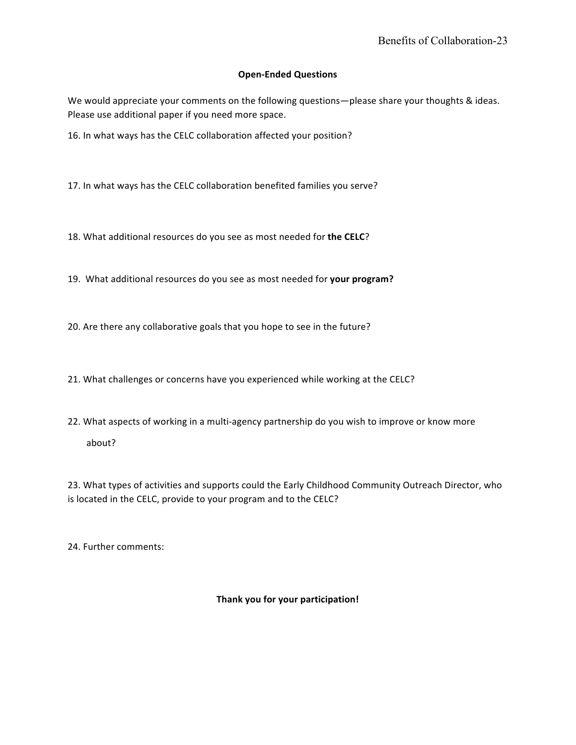## Open-Ended Questions

We would appreciate your comments on the following questions—please share your thoughts & ideas. Please use additional paper if you need more space.

16. In what ways has the CELC collaboration affected your position?

17. In what ways has the CELC collaboration benefited families you serve?

18. What additional resources do you see as most needed for **the CELC**?

19. What additional resources do you see as most needed for **your program?**

20. Are there any collaborative goals that you hope to see in the future?

21. What challenges or concerns have you experienced while working at the CELC?

22. What aspects of working in a multi-agency partnership do you wish to improve or know more about?

23. What types of activities and supports could the Early Childhood Community Outreach Director, who is located in the CELC, provide to your program and to the CELC?

24. Further comments:

**Thank you for your participation!**